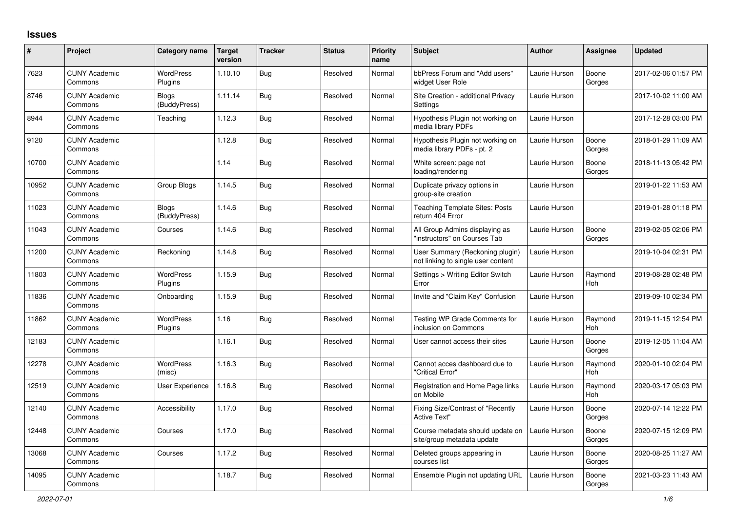# Issues

| # | Project | Category name | Target version | Tracker | Status | Priority name | Subject | Author | Assignee | Updated |
|---|---|---|---|---|---|---|---|---|---|---|
| 7623 | CUNY Academic Commons | WordPress Plugins | 1.10.10 | Bug | Resolved | Normal | bbPress Forum and "Add users" widget User Role | Laurie Hurson | Boone Gorges | 2017-02-06 01:57 PM |
| 8746 | CUNY Academic Commons | Blogs (BuddyPress) | 1.11.14 | Bug | Resolved | Normal | Site Creation - additional Privacy Settings | Laurie Hurson | | 2017-10-02 11:00 AM |
| 8944 | CUNY Academic Commons | Teaching | 1.12.3 | Bug | Resolved | Normal | Hypothesis Plugin not working on media library PDFs | Laurie Hurson | | 2017-12-28 03:00 PM |
| 9120 | CUNY Academic Commons | | 1.12.8 | Bug | Resolved | Normal | Hypothesis Plugin not working on media library PDFs - pt. 2 | Laurie Hurson | Boone Gorges | 2018-01-29 11:09 AM |
| 10700 | CUNY Academic Commons | | 1.14 | Bug | Resolved | Normal | White screen: page not loading/rendering | Laurie Hurson | Boone Gorges | 2018-11-13 05:42 PM |
| 10952 | CUNY Academic Commons | Group Blogs | 1.14.5 | Bug | Resolved | Normal | Duplicate privacy options in group-site creation | Laurie Hurson | | 2019-01-22 11:53 AM |
| 11023 | CUNY Academic Commons | Blogs (BuddyPress) | 1.14.6 | Bug | Resolved | Normal | Teaching Template Sites: Posts return 404 Error | Laurie Hurson | | 2019-01-28 01:18 PM |
| 11043 | CUNY Academic Commons | Courses | 1.14.6 | Bug | Resolved | Normal | All Group Admins displaying as "instructors" on Courses Tab | Laurie Hurson | Boone Gorges | 2019-02-05 02:06 PM |
| 11200 | CUNY Academic Commons | Reckoning | 1.14.8 | Bug | Resolved | Normal | User Summary (Reckoning plugin) not linking to single user content | Laurie Hurson | | 2019-10-04 02:31 PM |
| 11803 | CUNY Academic Commons | WordPress Plugins | 1.15.9 | Bug | Resolved | Normal | Settings > Writing Editor Switch Error | Laurie Hurson | Raymond Hoh | 2019-08-28 02:48 PM |
| 11836 | CUNY Academic Commons | Onboarding | 1.15.9 | Bug | Resolved | Normal | Invite and "Claim Key" Confusion | Laurie Hurson | | 2019-09-10 02:34 PM |
| 11862 | CUNY Academic Commons | WordPress Plugins | 1.16 | Bug | Resolved | Normal | Testing WP Grade Comments for inclusion on Commons | Laurie Hurson | Raymond Hoh | 2019-11-15 12:54 PM |
| 12183 | CUNY Academic Commons | | 1.16.1 | Bug | Resolved | Normal | User cannot access their sites | Laurie Hurson | Boone Gorges | 2019-12-05 11:04 AM |
| 12278 | CUNY Academic Commons | WordPress (misc) | 1.16.3 | Bug | Resolved | Normal | Cannot acces dashboard due to "Critical Error" | Laurie Hurson | Raymond Hoh | 2020-01-10 02:04 PM |
| 12519 | CUNY Academic Commons | User Experience | 1.16.8 | Bug | Resolved | Normal | Registration and Home Page links on Mobile | Laurie Hurson | Raymond Hoh | 2020-03-17 05:03 PM |
| 12140 | CUNY Academic Commons | Accessibility | 1.17.0 | Bug | Resolved | Normal | Fixing Size/Contrast of "Recently Active Text" | Laurie Hurson | Boone Gorges | 2020-07-14 12:22 PM |
| 12448 | CUNY Academic Commons | Courses | 1.17.0 | Bug | Resolved | Normal | Course metadata should update on site/group metadata update | Laurie Hurson | Boone Gorges | 2020-07-15 12:09 PM |
| 13068 | CUNY Academic Commons | Courses | 1.17.2 | Bug | Resolved | Normal | Deleted groups appearing in courses list | Laurie Hurson | Boone Gorges | 2020-08-25 11:27 AM |
| 14095 | CUNY Academic Commons | | 1.18.7 | Bug | Resolved | Normal | Ensemble Plugin not updating URL | Laurie Hurson | Boone Gorges | 2021-03-23 11:43 AM |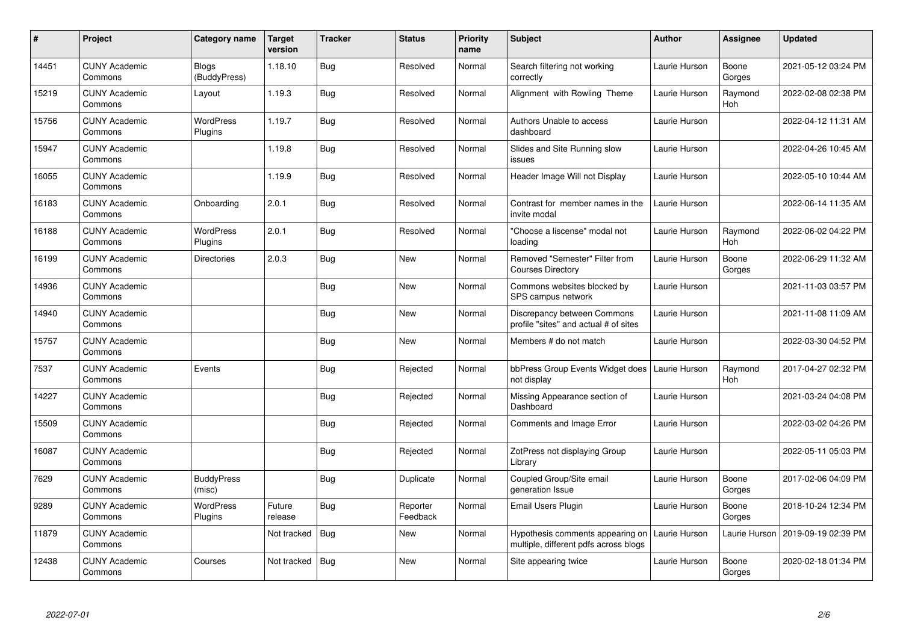| # | Project | Category name | Target version | Tracker | Status | Priority name | Subject | Author | Assignee | Updated |
|---|---|---|---|---|---|---|---|---|---|---|
| 14451 | CUNY Academic Commons | Blogs (BuddyPress) | 1.18.10 | Bug | Resolved | Normal | Search filtering not working correctly | Laurie Hurson | Boone Gorges | 2021-05-12 03:24 PM |
| 15219 | CUNY Academic Commons | Layout | 1.19.3 | Bug | Resolved | Normal | Alignment with Rowling Theme | Laurie Hurson | Raymond Hoh | 2022-02-08 02:38 PM |
| 15756 | CUNY Academic Commons | WordPress Plugins | 1.19.7 | Bug | Resolved | Normal | Authors Unable to access dashboard | Laurie Hurson | | 2022-04-12 11:31 AM |
| 15947 | CUNY Academic Commons | | 1.19.8 | Bug | Resolved | Normal | Slides and Site Running slow issues | Laurie Hurson | | 2022-04-26 10:45 AM |
| 16055 | CUNY Academic Commons | | 1.19.9 | Bug | Resolved | Normal | Header Image Will not Display | Laurie Hurson | | 2022-05-10 10:44 AM |
| 16183 | CUNY Academic Commons | Onboarding | 2.0.1 | Bug | Resolved | Normal | Contrast for member names in the invite modal | Laurie Hurson | | 2022-06-14 11:35 AM |
| 16188 | CUNY Academic Commons | WordPress Plugins | 2.0.1 | Bug | Resolved | Normal | "Choose a liscense" modal not loading | Laurie Hurson | Raymond Hoh | 2022-06-02 04:22 PM |
| 16199 | CUNY Academic Commons | Directories | 2.0.3 | Bug | New | Normal | Removed "Semester" Filter from Courses Directory | Laurie Hurson | Boone Gorges | 2022-06-29 11:32 AM |
| 14936 | CUNY Academic Commons | | | Bug | New | Normal | Commons websites blocked by SPS campus network | Laurie Hurson | | 2021-11-03 03:57 PM |
| 14940 | CUNY Academic Commons | | | Bug | New | Normal | Discrepancy between Commons profile "sites" and actual # of sites | Laurie Hurson | | 2021-11-08 11:09 AM |
| 15757 | CUNY Academic Commons | | | Bug | New | Normal | Members # do not match | Laurie Hurson | | 2022-03-30 04:52 PM |
| 7537 | CUNY Academic Commons | Events | | Bug | Rejected | Normal | bbPress Group Events Widget does not display | Laurie Hurson | Raymond Hoh | 2017-04-27 02:32 PM |
| 14227 | CUNY Academic Commons | | | Bug | Rejected | Normal | Missing Appearance section of Dashboard | Laurie Hurson | | 2021-03-24 04:08 PM |
| 15509 | CUNY Academic Commons | | | Bug | Rejected | Normal | Comments and Image Error | Laurie Hurson | | 2022-03-02 04:26 PM |
| 16087 | CUNY Academic Commons | | | Bug | Rejected | Normal | ZotPress not displaying Group Library | Laurie Hurson | | 2022-05-11 05:03 PM |
| 7629 | CUNY Academic Commons | BuddyPress (misc) | | Bug | Duplicate | Normal | Coupled Group/Site email generation Issue | Laurie Hurson | Boone Gorges | 2017-02-06 04:09 PM |
| 9289 | CUNY Academic Commons | WordPress Plugins | Future release | Bug | Reporter Feedback | Normal | Email Users Plugin | Laurie Hurson | Boone Gorges | 2018-10-24 12:34 PM |
| 11879 | CUNY Academic Commons | | Not tracked | Bug | New | Normal | Hypothesis comments appearing on multiple, different pdfs across blogs | Laurie Hurson | Laurie Hurson | 2019-09-19 02:39 PM |
| 12438 | CUNY Academic Commons | Courses | Not tracked | Bug | New | Normal | Site appearing twice | Laurie Hurson | Boone Gorges | 2020-02-18 01:34 PM |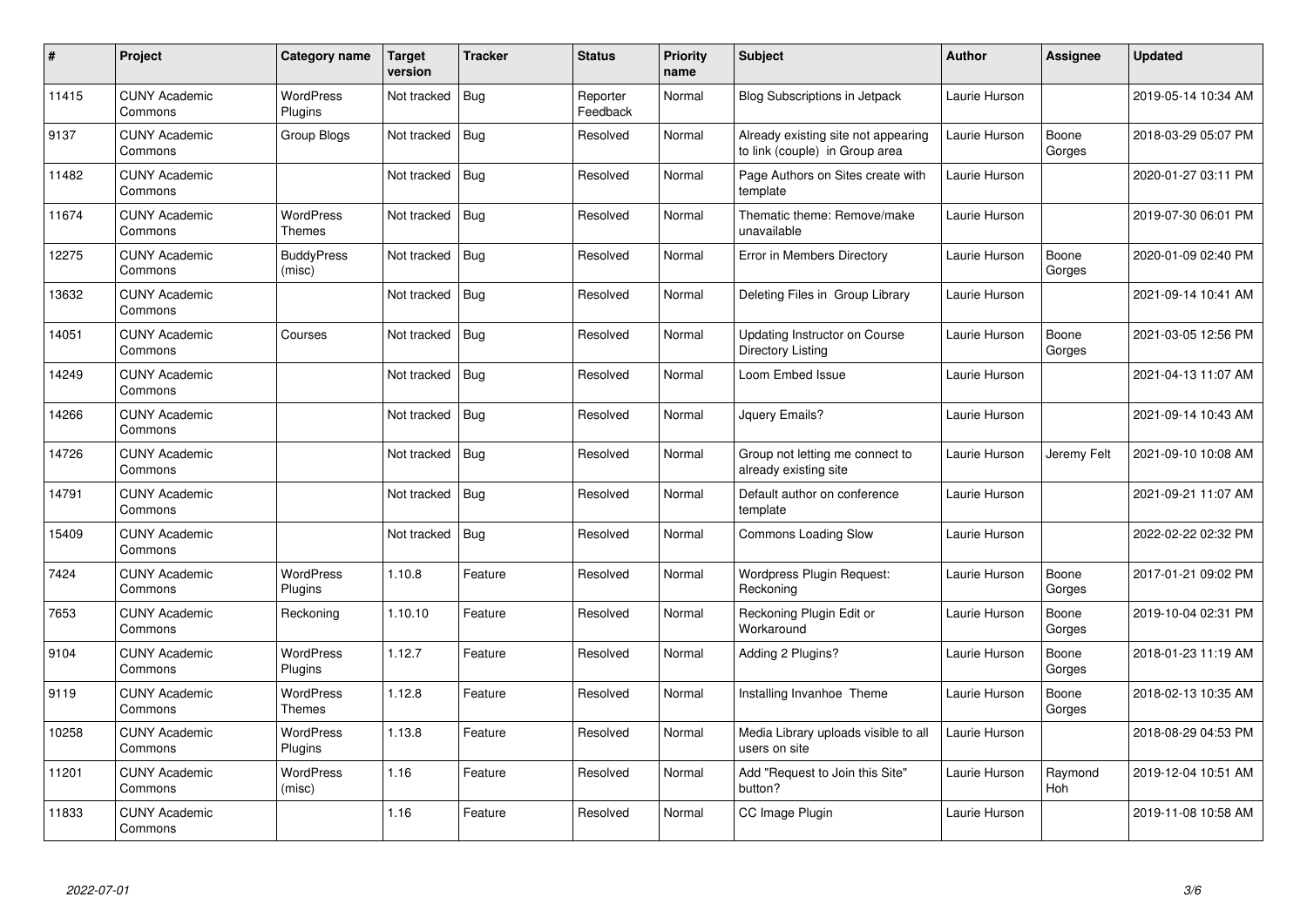| # | Project | Category name | Target version | Tracker | Status | Priority name | Subject | Author | Assignee | Updated |
|---|---|---|---|---|---|---|---|---|---|---|
| 11415 | CUNY Academic Commons | WordPress Plugins | Not tracked | Bug | Reporter Feedback | Normal | Blog Subscriptions in Jetpack | Laurie Hurson | | 2019-05-14 10:34 AM |
| 9137 | CUNY Academic Commons | Group Blogs | Not tracked | Bug | Resolved | Normal | Already existing site not appearing to link (couple) in Group area | Laurie Hurson | Boone Gorges | 2018-03-29 05:07 PM |
| 11482 | CUNY Academic Commons | | Not tracked | Bug | Resolved | Normal | Page Authors on Sites create with template | Laurie Hurson | | 2020-01-27 03:11 PM |
| 11674 | CUNY Academic Commons | WordPress Themes | Not tracked | Bug | Resolved | Normal | Thematic theme: Remove/make unavailable | Laurie Hurson | | 2019-07-30 06:01 PM |
| 12275 | CUNY Academic Commons | BuddyPress (misc) | Not tracked | Bug | Resolved | Normal | Error in Members Directory | Laurie Hurson | Boone Gorges | 2020-01-09 02:40 PM |
| 13632 | CUNY Academic Commons | | Not tracked | Bug | Resolved | Normal | Deleting Files in Group Library | Laurie Hurson | | 2021-09-14 10:41 AM |
| 14051 | CUNY Academic Commons | Courses | Not tracked | Bug | Resolved | Normal | Updating Instructor on Course Directory Listing | Laurie Hurson | Boone Gorges | 2021-03-05 12:56 PM |
| 14249 | CUNY Academic Commons | | Not tracked | Bug | Resolved | Normal | Loom Embed Issue | Laurie Hurson | | 2021-04-13 11:07 AM |
| 14266 | CUNY Academic Commons | | Not tracked | Bug | Resolved | Normal | Jquery Emails? | Laurie Hurson | | 2021-09-14 10:43 AM |
| 14726 | CUNY Academic Commons | | Not tracked | Bug | Resolved | Normal | Group not letting me connect to already existing site | Laurie Hurson | Jeremy Felt | 2021-09-10 10:08 AM |
| 14791 | CUNY Academic Commons | | Not tracked | Bug | Resolved | Normal | Default author on conference template | Laurie Hurson | | 2021-09-21 11:07 AM |
| 15409 | CUNY Academic Commons | | Not tracked | Bug | Resolved | Normal | Commons Loading Slow | Laurie Hurson | | 2022-02-22 02:32 PM |
| 7424 | CUNY Academic Commons | WordPress Plugins | 1.10.8 | Feature | Resolved | Normal | Wordpress Plugin Request: Reckoning | Laurie Hurson | Boone Gorges | 2017-01-21 09:02 PM |
| 7653 | CUNY Academic Commons | Reckoning | 1.10.10 | Feature | Resolved | Normal | Reckoning Plugin Edit or Workaround | Laurie Hurson | Boone Gorges | 2019-10-04 02:31 PM |
| 9104 | CUNY Academic Commons | WordPress Plugins | 1.12.7 | Feature | Resolved | Normal | Adding 2 Plugins? | Laurie Hurson | Boone Gorges | 2018-01-23 11:19 AM |
| 9119 | CUNY Academic Commons | WordPress Themes | 1.12.8 | Feature | Resolved | Normal | Installing Invanhoe Theme | Laurie Hurson | Boone Gorges | 2018-02-13 10:35 AM |
| 10258 | CUNY Academic Commons | WordPress Plugins | 1.13.8 | Feature | Resolved | Normal | Media Library uploads visible to all users on site | Laurie Hurson | | 2018-08-29 04:53 PM |
| 11201 | CUNY Academic Commons | WordPress (misc) | 1.16 | Feature | Resolved | Normal | Add "Request to Join this Site" button? | Laurie Hurson | Raymond Hoh | 2019-12-04 10:51 AM |
| 11833 | CUNY Academic Commons | | 1.16 | Feature | Resolved | Normal | CC Image Plugin | Laurie Hurson | | 2019-11-08 10:58 AM |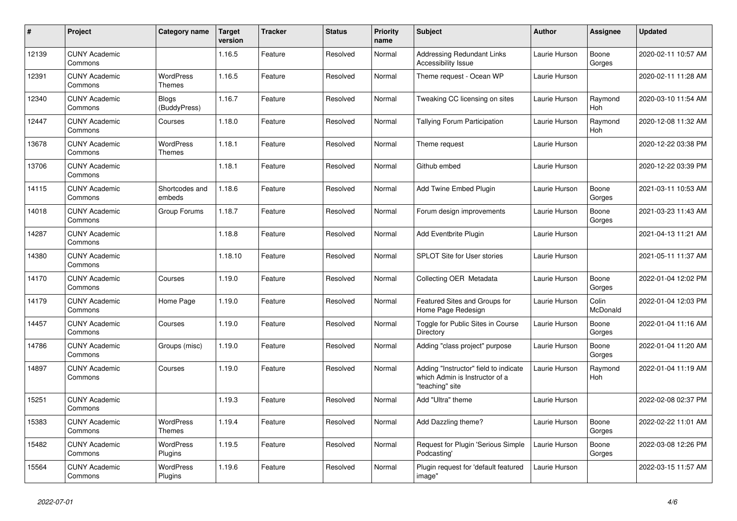| # | Project | Category name | Target version | Tracker | Status | Priority name | Subject | Author | Assignee | Updated |
|---|---|---|---|---|---|---|---|---|---|---|
| 12139 | CUNY Academic Commons | | 1.16.5 | Feature | Resolved | Normal | Addressing Redundant Links Accessibility Issue | Laurie Hurson | Boone Gorges | 2020-02-11 10:57 AM |
| 12391 | CUNY Academic Commons | WordPress Themes | 1.16.5 | Feature | Resolved | Normal | Theme request - Ocean WP | Laurie Hurson | | 2020-02-11 11:28 AM |
| 12340 | CUNY Academic Commons | Blogs (BuddyPress) | 1.16.7 | Feature | Resolved | Normal | Tweaking CC licensing on sites | Laurie Hurson | Raymond Hoh | 2020-03-10 11:54 AM |
| 12447 | CUNY Academic Commons | Courses | 1.18.0 | Feature | Resolved | Normal | Tallying Forum Participation | Laurie Hurson | Raymond Hoh | 2020-12-08 11:32 AM |
| 13678 | CUNY Academic Commons | WordPress Themes | 1.18.1 | Feature | Resolved | Normal | Theme request | Laurie Hurson | | 2020-12-22 03:38 PM |
| 13706 | CUNY Academic Commons | | 1.18.1 | Feature | Resolved | Normal | Github embed | Laurie Hurson | | 2020-12-22 03:39 PM |
| 14115 | CUNY Academic Commons | Shortcodes and embeds | 1.18.6 | Feature | Resolved | Normal | Add Twine Embed Plugin | Laurie Hurson | Boone Gorges | 2021-03-11 10:53 AM |
| 14018 | CUNY Academic Commons | Group Forums | 1.18.7 | Feature | Resolved | Normal | Forum design improvements | Laurie Hurson | Boone Gorges | 2021-03-23 11:43 AM |
| 14287 | CUNY Academic Commons | | 1.18.8 | Feature | Resolved | Normal | Add Eventbrite Plugin | Laurie Hurson | | 2021-04-13 11:21 AM |
| 14380 | CUNY Academic Commons | | 1.18.10 | Feature | Resolved | Normal | SPLOT Site for User stories | Laurie Hurson | | 2021-05-11 11:37 AM |
| 14170 | CUNY Academic Commons | Courses | 1.19.0 | Feature | Resolved | Normal | Collecting OER Metadata | Laurie Hurson | Boone Gorges | 2022-01-04 12:02 PM |
| 14179 | CUNY Academic Commons | Home Page | 1.19.0 | Feature | Resolved | Normal | Featured Sites and Groups for Home Page Redesign | Laurie Hurson | Colin McDonald | 2022-01-04 12:03 PM |
| 14457 | CUNY Academic Commons | Courses | 1.19.0 | Feature | Resolved | Normal | Toggle for Public Sites in Course Directory | Laurie Hurson | Boone Gorges | 2022-01-04 11:16 AM |
| 14786 | CUNY Academic Commons | Groups (misc) | 1.19.0 | Feature | Resolved | Normal | Adding "class project" purpose | Laurie Hurson | Boone Gorges | 2022-01-04 11:20 AM |
| 14897 | CUNY Academic Commons | Courses | 1.19.0 | Feature | Resolved | Normal | Adding "Instructor" field to indicate which Admin is Instructor of a "teaching" site | Laurie Hurson | Raymond Hoh | 2022-01-04 11:19 AM |
| 15251 | CUNY Academic Commons | | 1.19.3 | Feature | Resolved | Normal | Add "Ultra" theme | Laurie Hurson | | 2022-02-08 02:37 PM |
| 15383 | CUNY Academic Commons | WordPress Themes | 1.19.4 | Feature | Resolved | Normal | Add Dazzling theme? | Laurie Hurson | Boone Gorges | 2022-02-22 11:01 AM |
| 15482 | CUNY Academic Commons | WordPress Plugins | 1.19.5 | Feature | Resolved | Normal | Request for Plugin 'Serious Simple Podcasting' | Laurie Hurson | Boone Gorges | 2022-03-08 12:26 PM |
| 15564 | CUNY Academic Commons | WordPress Plugins | 1.19.6 | Feature | Resolved | Normal | Plugin request for 'default featured image" | Laurie Hurson | | 2022-03-15 11:57 AM |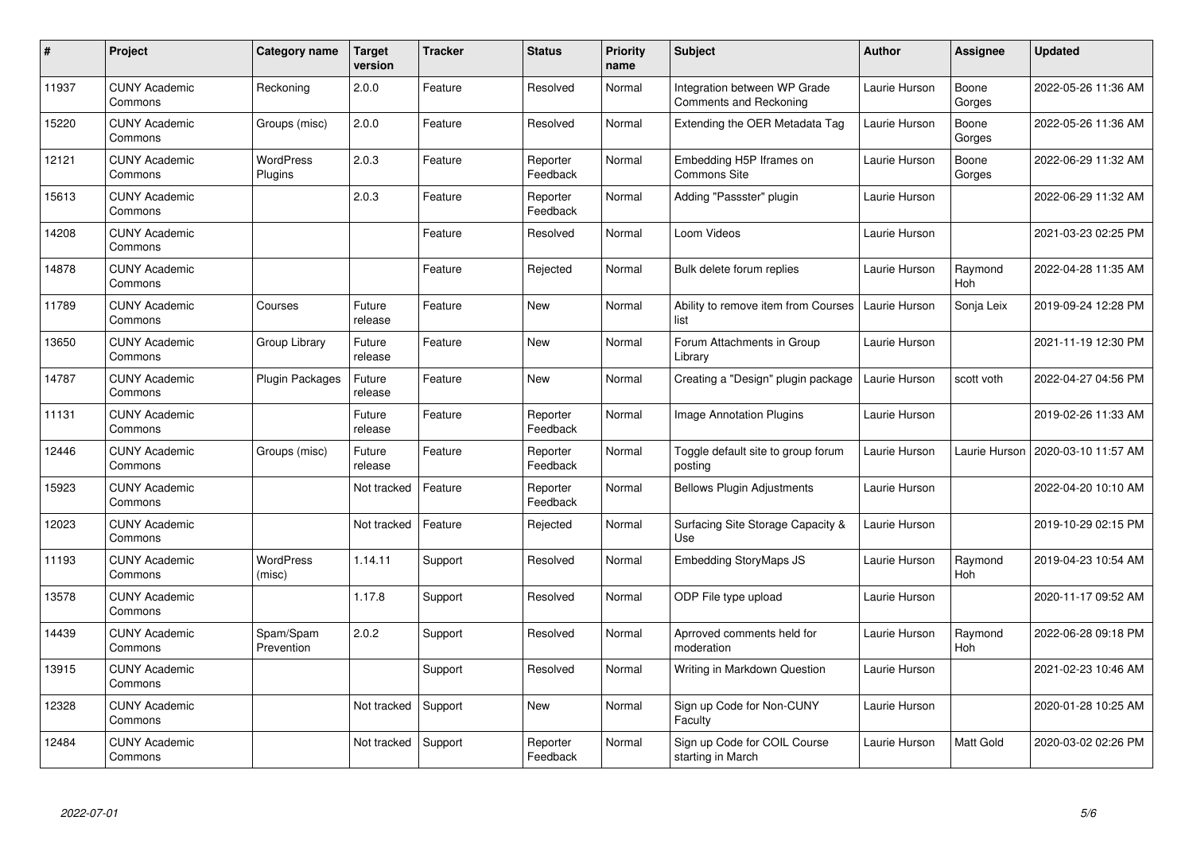| # | Project | Category name | Target version | Tracker | Status | Priority name | Subject | Author | Assignee | Updated |
|---|---|---|---|---|---|---|---|---|---|---|
| 11937 | CUNY Academic Commons | Reckoning | 2.0.0 | Feature | Resolved | Normal | Integration between WP Grade Comments and Reckoning | Laurie Hurson | Boone Gorges | 2022-05-26 11:36 AM |
| 15220 | CUNY Academic Commons | Groups (misc) | 2.0.0 | Feature | Resolved | Normal | Extending the OER Metadata Tag | Laurie Hurson | Boone Gorges | 2022-05-26 11:36 AM |
| 12121 | CUNY Academic Commons | WordPress Plugins | 2.0.3 | Feature | Reporter Feedback | Normal | Embedding H5P Iframes on Commons Site | Laurie Hurson | Boone Gorges | 2022-06-29 11:32 AM |
| 15613 | CUNY Academic Commons | | 2.0.3 | Feature | Reporter Feedback | Normal | Adding "Passster" plugin | Laurie Hurson | | 2022-06-29 11:32 AM |
| 14208 | CUNY Academic Commons | | | Feature | Resolved | Normal | Loom Videos | Laurie Hurson | | 2021-03-23 02:25 PM |
| 14878 | CUNY Academic Commons | | | Feature | Rejected | Normal | Bulk delete forum replies | Laurie Hurson | Raymond Hoh | 2022-04-28 11:35 AM |
| 11789 | CUNY Academic Commons | Courses | Future release | Feature | New | Normal | Ability to remove item from Courses list | Laurie Hurson | Sonja Leix | 2019-09-24 12:28 PM |
| 13650 | CUNY Academic Commons | Group Library | Future release | Feature | New | Normal | Forum Attachments in Group Library | Laurie Hurson | | 2021-11-19 12:30 PM |
| 14787 | CUNY Academic Commons | Plugin Packages | Future release | Feature | New | Normal | Creating a "Design" plugin package | Laurie Hurson | scott voth | 2022-04-27 04:56 PM |
| 11131 | CUNY Academic Commons | | Future release | Feature | Reporter Feedback | Normal | Image Annotation Plugins | Laurie Hurson | | 2019-02-26 11:33 AM |
| 12446 | CUNY Academic Commons | Groups (misc) | Future release | Feature | Reporter Feedback | Normal | Toggle default site to group forum posting | Laurie Hurson | Laurie Hurson | 2020-03-10 11:57 AM |
| 15923 | CUNY Academic Commons | | Not tracked | Feature | Reporter Feedback | Normal | Bellows Plugin Adjustments | Laurie Hurson | | 2022-04-20 10:10 AM |
| 12023 | CUNY Academic Commons | | Not tracked | Feature | Rejected | Normal | Surfacing Site Storage Capacity & Use | Laurie Hurson | | 2019-10-29 02:15 PM |
| 11193 | CUNY Academic Commons | WordPress (misc) | 1.14.11 | Support | Resolved | Normal | Embedding StoryMaps JS | Laurie Hurson | Raymond Hoh | 2019-04-23 10:54 AM |
| 13578 | CUNY Academic Commons | | 1.17.8 | Support | Resolved | Normal | ODP File type upload | Laurie Hurson | | 2020-11-17 09:52 AM |
| 14439 | CUNY Academic Commons | Spam/Spam Prevention | 2.0.2 | Support | Resolved | Normal | Aprroved comments held for moderation | Laurie Hurson | Raymond Hoh | 2022-06-28 09:18 PM |
| 13915 | CUNY Academic Commons | | | Support | Resolved | Normal | Writing in Markdown Question | Laurie Hurson | | 2021-02-23 10:46 AM |
| 12328 | CUNY Academic Commons | | Not tracked | Support | New | Normal | Sign up Code for Non-CUNY Faculty | Laurie Hurson | | 2020-01-28 10:25 AM |
| 12484 | CUNY Academic Commons | | Not tracked | Support | Reporter Feedback | Normal | Sign up Code for COIL Course starting in March | Laurie Hurson | Matt Gold | 2020-03-02 02:26 PM |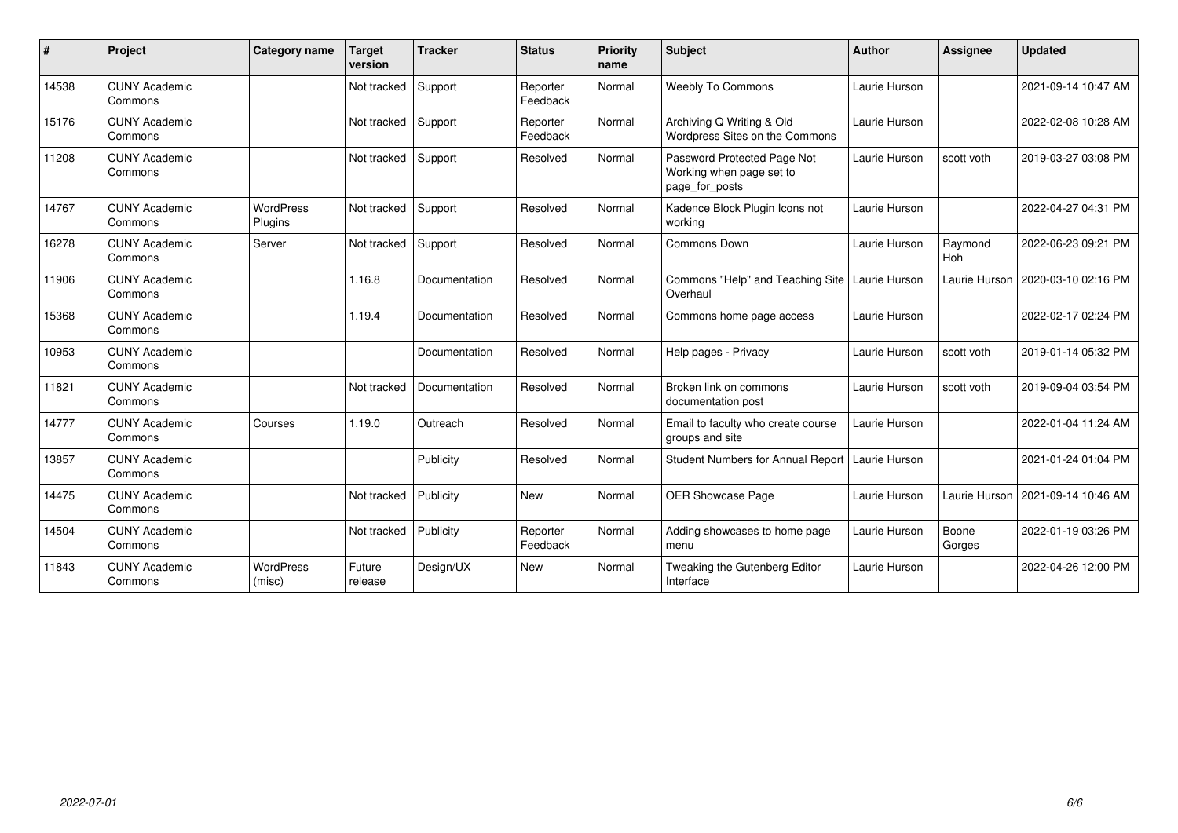| # | Project | Category name | Target version | Tracker | Status | Priority name | Subject | Author | Assignee | Updated |
|---|---|---|---|---|---|---|---|---|---|---|
| 14538 | CUNY Academic Commons | | Not tracked | Support | Reporter Feedback | Normal | Weebly To Commons | Laurie Hurson | | 2021-09-14 10:47 AM |
| 15176 | CUNY Academic Commons | | Not tracked | Support | Reporter Feedback | Normal | Archiving Q Writing & Old Wordpress Sites on the Commons | Laurie Hurson | | 2022-02-08 10:28 AM |
| 11208 | CUNY Academic Commons | | Not tracked | Support | Resolved | Normal | Password Protected Page Not Working when page set to page_for_posts | Laurie Hurson | scott voth | 2019-03-27 03:08 PM |
| 14767 | CUNY Academic Commons | WordPress Plugins | Not tracked | Support | Resolved | Normal | Kadence Block Plugin Icons not working | Laurie Hurson | | 2022-04-27 04:31 PM |
| 16278 | CUNY Academic Commons | Server | Not tracked | Support | Resolved | Normal | Commons Down | Laurie Hurson | Raymond Hoh | 2022-06-23 09:21 PM |
| 11906 | CUNY Academic Commons | | 1.16.8 | Documentation | Resolved | Normal | Commons "Help" and Teaching Site Overhaul | Laurie Hurson | Laurie Hurson | 2020-03-10 02:16 PM |
| 15368 | CUNY Academic Commons | | 1.19.4 | Documentation | Resolved | Normal | Commons home page access | Laurie Hurson | | 2022-02-17 02:24 PM |
| 10953 | CUNY Academic Commons | | | Documentation | Resolved | Normal | Help pages - Privacy | Laurie Hurson | scott voth | 2019-01-14 05:32 PM |
| 11821 | CUNY Academic Commons | | Not tracked | Documentation | Resolved | Normal | Broken link on commons documentation post | Laurie Hurson | scott voth | 2019-09-04 03:54 PM |
| 14777 | CUNY Academic Commons | Courses | 1.19.0 | Outreach | Resolved | Normal | Email to faculty who create course groups and site | Laurie Hurson | | 2022-01-04 11:24 AM |
| 13857 | CUNY Academic Commons | | | Publicity | Resolved | Normal | Student Numbers for Annual Report | Laurie Hurson | | 2021-01-24 01:04 PM |
| 14475 | CUNY Academic Commons | | Not tracked | Publicity | New | Normal | OER Showcase Page | Laurie Hurson | Laurie Hurson | 2021-09-14 10:46 AM |
| 14504 | CUNY Academic Commons | | Not tracked | Publicity | Reporter Feedback | Normal | Adding showcases to home page menu | Laurie Hurson | Boone Gorges | 2022-01-19 03:26 PM |
| 11843 | CUNY Academic Commons | WordPress (misc) | Future release | Design/UX | New | Normal | Tweaking the Gutenberg Editor Interface | Laurie Hurson | | 2022-04-26 12:00 PM |